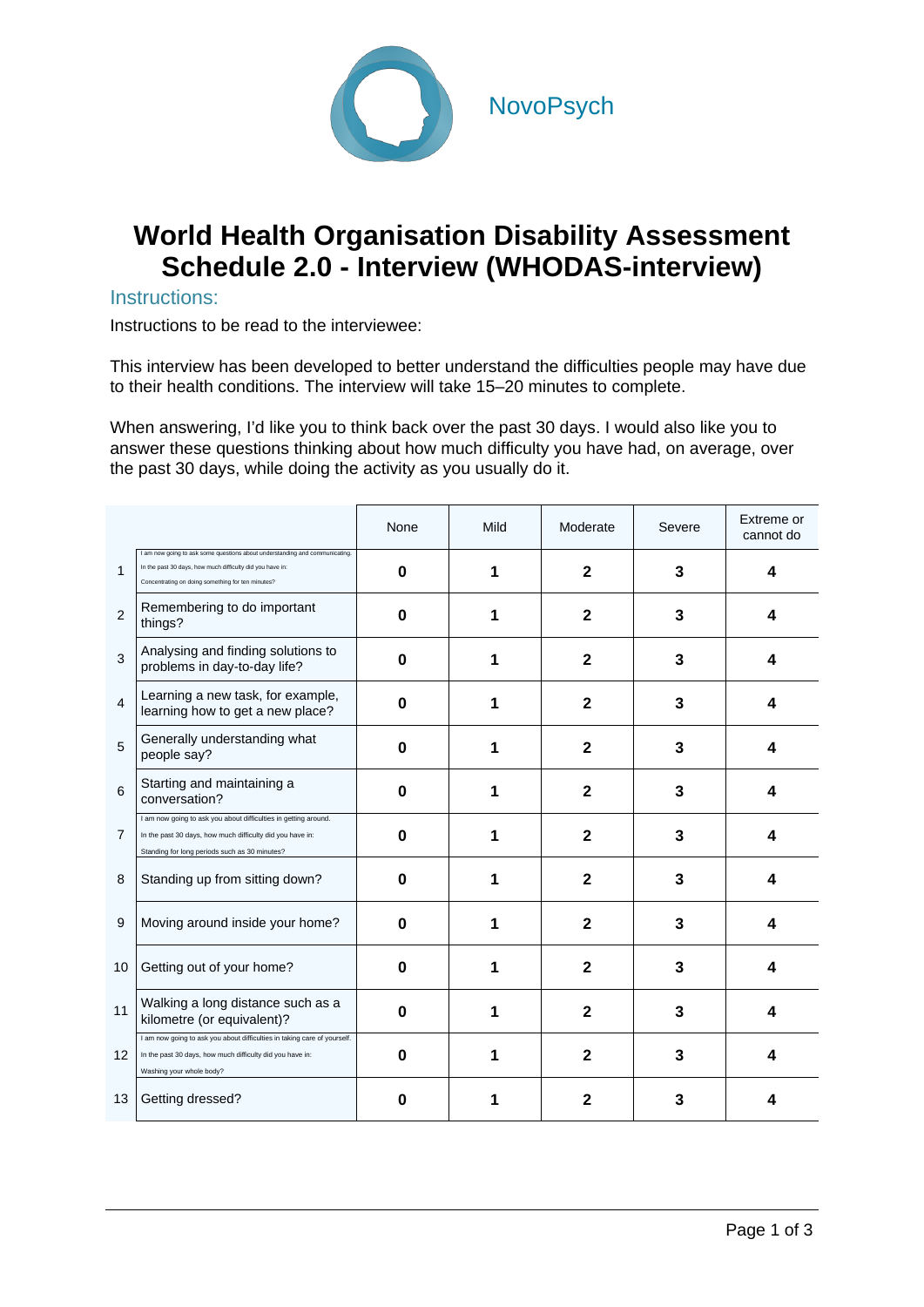NovoPsych

# World Health Organisation Disability Assessment Schedule 2.0 - Interview (WHODAS-interview)

## Instructions:

Instructions to be read to the interviewee:

This interview has been developed to better understand the difficulties people may have due to their health conditions. The interview will take 15–20 minutes to complete.

When answering, I'd like you to think back over the past 30 days. I would also like you to answer these questions thinking about how much difficulty you have had, on average, over the past 30 days, while doing the activity as you usually do it.

| | | None | Mild | Moderate | Severe | Extreme or cannot do |
|---|---|---|---|---|---|---|
| 1 | I am now going to ask some questions about understanding and communicating. In the past 30 days, how much difficulty did you have in: Concentrating on doing something for ten minutes? | **0** | **1** | **2** | **3** | **4** |
| 2 | Remembering to do important things? | **0** | **1** | **2** | **3** | **4** |
| 3 | Analysing and finding solutions to problems in day-to-day life? | **0** | **1** | **2** | **3** | **4** |
| 4 | Learning a new task, for example, learning how to get a new place? | **0** | **1** | **2** | **3** | **4** |
| 5 | Generally understanding what people say? | **0** | **1** | **2** | **3** | **4** |
| 6 | Starting and maintaining a conversation? | **0** | **1** | **2** | **3** | **4** |
| 7 | I am now going to ask you about difficulties in getting around. In the past 30 days, how much difficulty did you have in: Standing for long periods such as 30 minutes? | **0** | **1** | **2** | **3** | **4** |
| 8 | Standing up from sitting down? | **0** | **1** | **2** | **3** | **4** |
| 9 | Moving around inside your home? | **0** | **1** | **2** | **3** | **4** |
| 10 | Getting out of your home? | **0** | **1** | **2** | **3** | **4** |
| 11 | Walking a long distance such as a kilometre (or equivalent)? | **0** | **1** | **2** | **3** | **4** |
| 12 | I am now going to ask you about difficulties in taking care of yourself. In the past 30 days, how much difficulty did you have in: Washing your whole body? | **0** | **1** | **2** | **3** | **4** |
| 13 | Getting dressed? | **0** | **1** | **2** | **3** | **4** |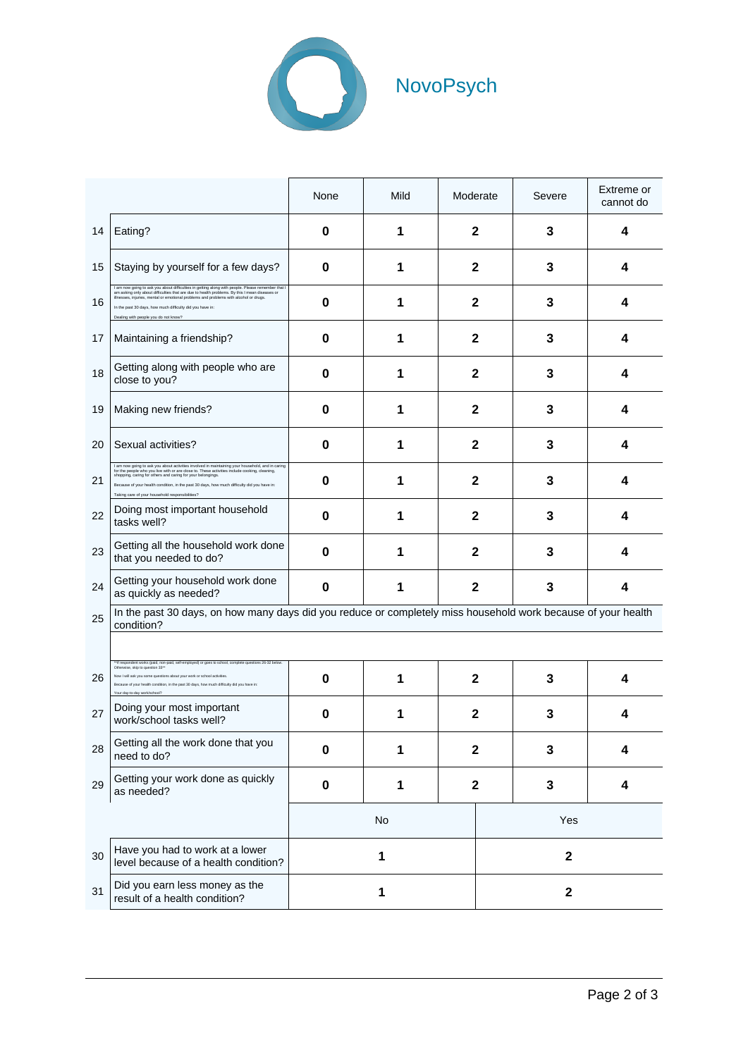NovoPsych

| | | None | Mild | Moderate | Severe | Extreme or cannot do |
|---|---|---|---|---|---|---|
| 14 | Eating? | **0** | **1** | **2** | **3** | **4** |
| 15 | Staying by yourself for a few days? | **0** | **1** | **2** | **3** | **4** |
| 16 | I am now going to ask you about difficulties in getting along with people. Please remember that I am asking only about difficulties that are due to health problems. By this I mean diseases or illnesses, injuries, mental or emotional problems and problems with alcohol or drugs. In the past 30 days, how much difficulty did you have in: Dealing with people you do not know? | **0** | **1** | **2** | **3** | **4** |
| 17 | Maintaining a friendship? | **0** | **1** | **2** | **3** | **4** |
| 18 | Getting along with people who are close to you? | **0** | **1** | **2** | **3** | **4** |
| 19 | Making new friends? | **0** | **1** | **2** | **3** | **4** |
| 20 | Sexual activities? | **0** | **1** | **2** | **3** | **4** |
| 21 | I am now going to ask you about activities involved in maintaining your household, and in caring for the people who you live with or are close to. These activities include cooking, cleaning, shopping, caring for others and caring for your belongings. Because of your health condition, in the past 30 days, how much difficulty did you have in: Taking care of your household responsibilities? | **0** | **1** | **2** | **3** | **4** |
| 22 | Doing most important household tasks well? | **0** | **1** | **2** | **3** | **4** |
| 23 | Getting all the household work done that you needed to do? | **0** | **1** | **2** | **3** | **4** |
| 24 | Getting your household work done as quickly as needed? | **0** | **1** | **2** | **3** | **4** |
| 25 | In the past 30 days, on how many days did you reduce or completely miss household work because of your health condition? | | | | | |
| 26 | **If respondent works (paid, non-paid, self-employed) or goes to school, complete questions 26-32 below. Otherwise, skip to question 33** Now I will ask you some questions about your work or school activities. Because of your health condition, in the past 30 days, how much difficulty did you have in: Your day-to-day work/school? | **0** | **1** | **2** | **3** | **4** |
| 27 | Doing your most important work/school tasks well? | **0** | **1** | **2** | **3** | **4** |
| 28 | Getting all the work done that you need to do? | **0** | **1** | **2** | **3** | **4** |
| 29 | Getting your work done as quickly as needed? | **0** | **1** | **2** | **3** | **4** |

| | | No | Yes |
|---|---|---|---|
| 30 | Have you had to work at a lower level because of a health condition? | **1** | **2** |
| 31 | Did you earn less money as the result of a health condition? | **1** | **2** |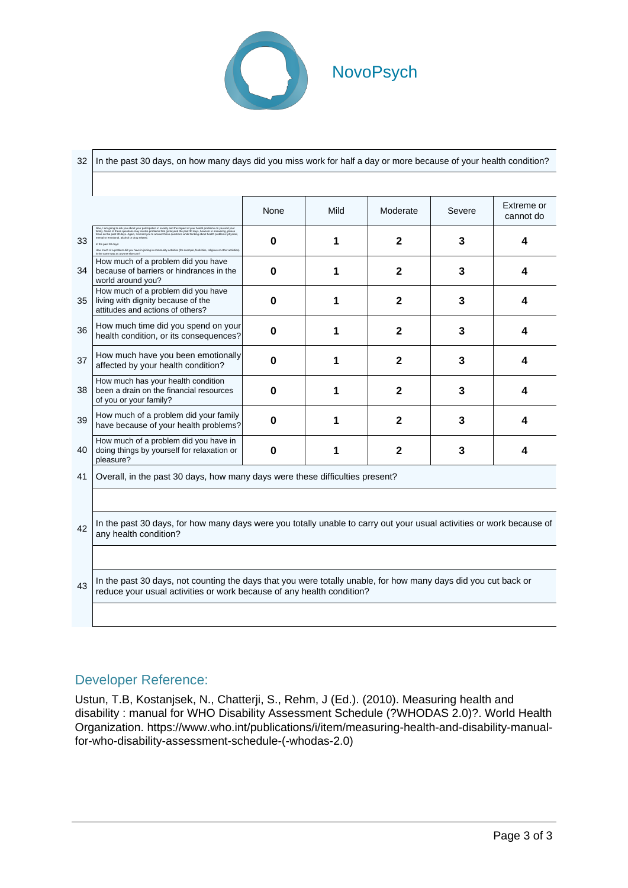| | | | | | | |
|---|---|---|---|---|---|---|
| 32 | In the past 30 days, on how many days did you miss work for half a day or more because of your health condition? | | | | | |
| | | | | | | |
| | | None | Mild | Moderate | Severe | Extreme or cannot do |
| 33 | Now, I am going to ask you about your participation in society and the impact of your health problems on you and your family. Some of these questions may involve problems that go beyond the past 30 days, however in answering, please focus on the past 30 days. Again, I remind you to answer these questions while thinking about health problems: physical, mental or emotional, alcohol or drug related. In the past 30 days: How much of a problem did you have in joining in community activities (for example, festivities, religious or other activities) in the same way as anyone else can? | **0** | **1** | **2** | **3** | **4** |
| 34 | How much of a problem did you have because of barriers or hindrances in the world around you? | **0** | **1** | **2** | **3** | **4** |
| 35 | How much of a problem did you have living with dignity because of the attitudes and actions of others? | **0** | **1** | **2** | **3** | **4** |
| 36 | How much time did you spend on your health condition, or its consequences? | **0** | **1** | **2** | **3** | **4** |
| 37 | How much have you been emotionally affected by your health condition? | **0** | **1** | **2** | **3** | **4** |
| 38 | How much has your health condition been a drain on the financial resources of you or your family? | **0** | **1** | **2** | **3** | **4** |
| 39 | How much of a problem did your family have because of your health problems? | **0** | **1** | **2** | **3** | **4** |
| 40 | How much of a problem did you have in doing things by yourself for relaxation or pleasure? | **0** | **1** | **2** | **3** | **4** |
| 41 | Overall, in the past 30 days, how many days were these difficulties present? | | | | | |
| | | | | | | |
| 42 | In the past 30 days, for how many days were you totally unable to carry out your usual activities or work because of any health condition? | | | | | |
| | | | | | | |
| 43 | In the past 30 days, not counting the days that you were totally unable, for how many days did you cut back or reduce your usual activities or work because of any health condition? | | | | | |
| | | | | | | |

## Developer Reference:

Ustun, T.B, Kostanjsek, N., Chatterji, S., Rehm, J (Ed.). (2010). Measuring health and disability : manual for WHO Disability Assessment Schedule (?WHODAS 2.0)?. World Health Organization. https://www.who.int/publications/i/item/measuring-health-and-disability-manual-for-who-disability-assessment-schedule-(-whodas-2.0)